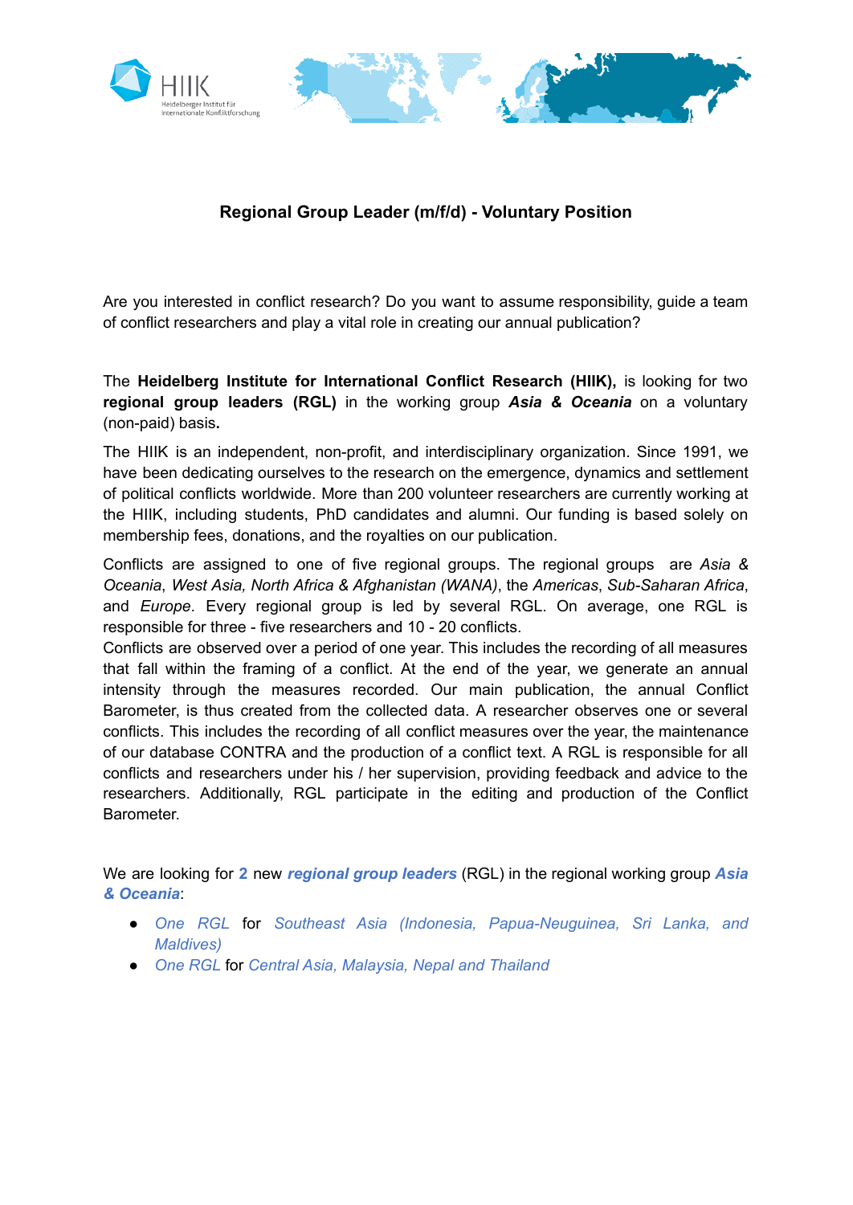**Regional Group Leader (m/f/d) - Voluntary Position**

Are you interested in conflict research? Do you want to assume responsibility, guide a team of conflict researchers and play a vital role in creating our annual publication?

The **Heidelberg Institute for International Conflict Research (HIIK),** is looking for two **regional group leaders (RGL)** in the working group ***Asia & Oceania*** on a voluntary (non-paid) basis**.**

The HIIK is an independent, non-profit, and interdisciplinary organization. Since 1991, we have been dedicating ourselves to the research on the emergence, dynamics and settlement of political conflicts worldwide. More than 200 volunteer researchers are currently working at the HIIK, including students, PhD candidates and alumni. Our funding is based solely on membership fees, donations, and the royalties on our publication.

Conflicts are assigned to one of five regional groups. The regional groups are *Asia & Oceania*, *West Asia, North Africa & Afghanistan (WANA)*, the *Americas*, *Sub-Saharan Africa*, and *Europe*. Every regional group is led by several RGL. On average, one RGL is responsible for three - five researchers and 10 - 20 conflicts.

Conflicts are observed over a period of one year. This includes the recording of all measures that fall within the framing of a conflict. At the end of the year, we generate an annual intensity through the measures recorded. Our main publication, the annual Conflict Barometer, is thus created from the collected data. A researcher observes one or several conflicts. This includes the recording of all conflict measures over the year, the maintenance of our database CONTRA and the production of a conflict text. A RGL is responsible for all conflicts and researchers under his / her supervision, providing feedback and advice to the researchers. Additionally, RGL participate in the editing and production of the Conflict Barometer.

We are looking for **2** new ***regional group leaders*** (RGL) in the regional working group ***Asia & Oceania***:

- *One RGL* for *Southeast Asia (Indonesia, Papua-Neuguinea, Sri Lanka, and Maldives)*
- *One RGL* for *Central Asia, Malaysia, Nepal and Thailand*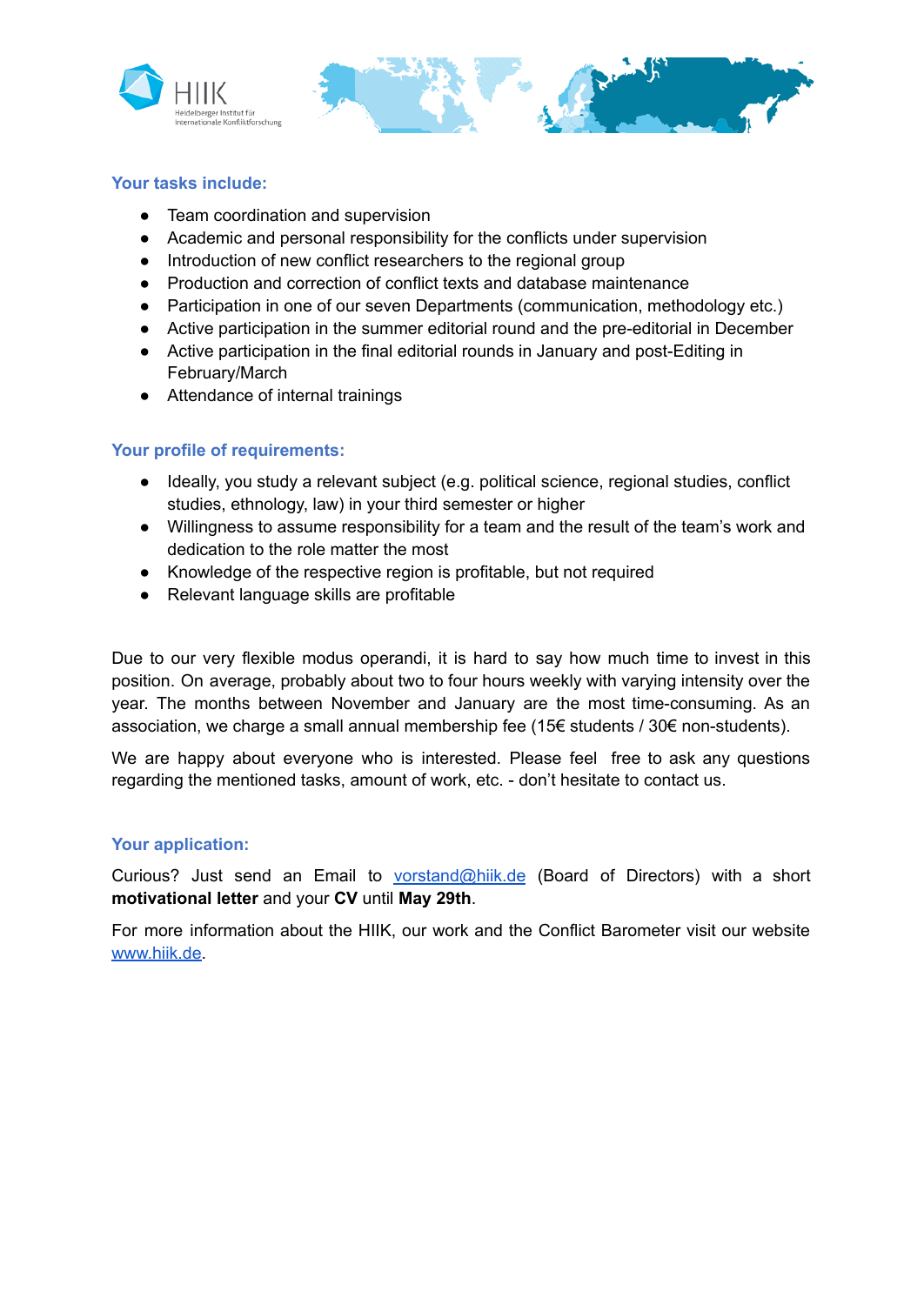## Your tasks include:

- Team coordination and supervision
- Academic and personal responsibility for the conflicts under supervision
- Introduction of new conflict researchers to the regional group
- Production and correction of conflict texts and database maintenance
- Participation in one of our seven Departments (communication, methodology etc.)
- Active participation in the summer editorial round and the pre-editorial in December
- Active participation in the final editorial rounds in January and post-Editing in February/March
- Attendance of internal trainings

## Your profile of requirements:

- Ideally, you study a relevant subject (e.g. political science, regional studies, conflict studies, ethnology, law) in your third semester or higher
- Willingness to assume responsibility for a team and the result of the team's work and dedication to the role matter the most
- Knowledge of the respective region is profitable, but not required
- Relevant language skills are profitable

Due to our very flexible modus operandi, it is hard to say how much time to invest in this position. On average, probably about two to four hours weekly with varying intensity over the year. The months between November and January are the most time-consuming. As an association, we charge a small annual membership fee (15€ students / 30€ non-students).

We are happy about everyone who is interested. Please feel free to ask any questions regarding the mentioned tasks, amount of work, etc. - don't hesitate to contact us.

## Your application:

Curious? Just send an Email to vorstand@hiik.de (Board of Directors) with a short **motivational letter** and your **CV** until **May 29th**.

For more information about the HIIK, our work and the Conflict Barometer visit our website www.hiik.de.